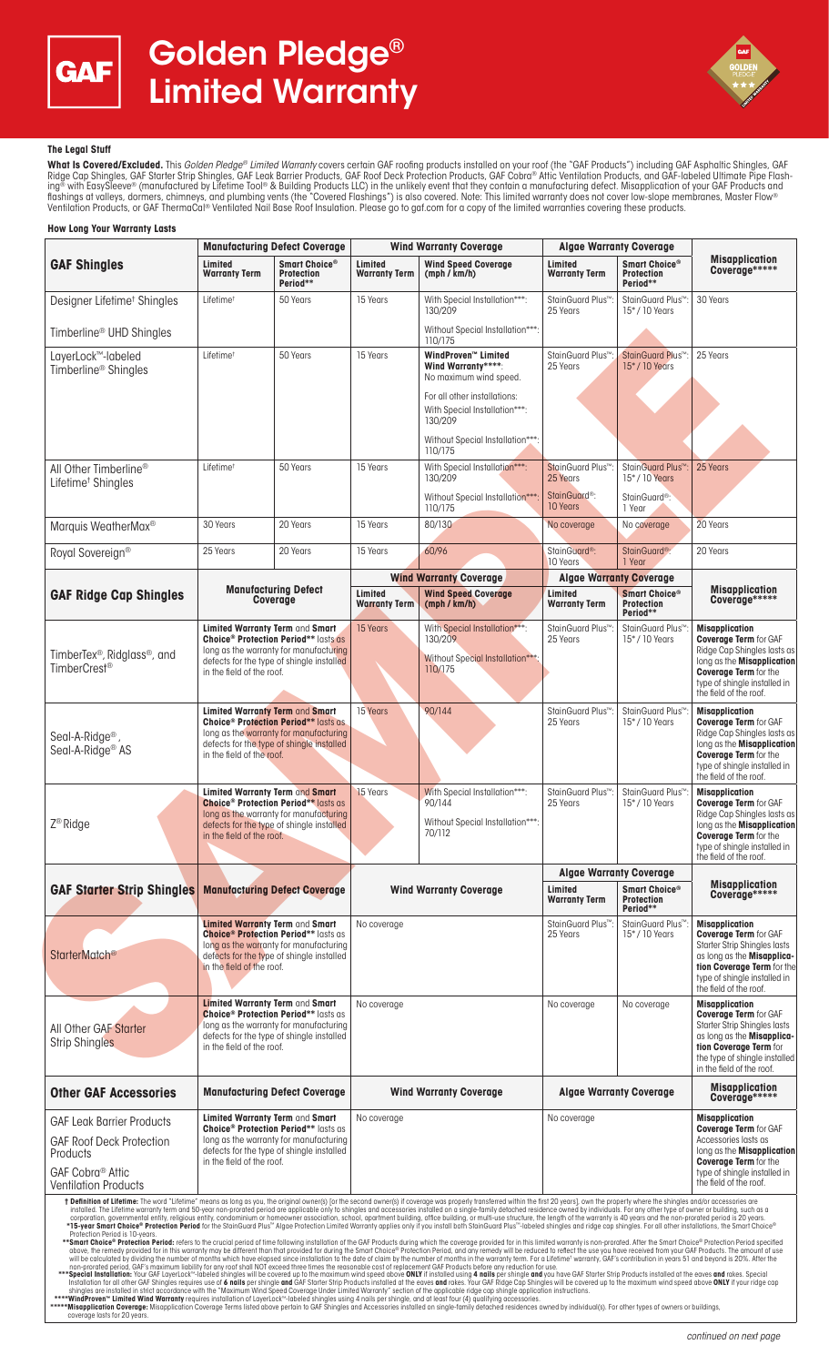# Golden Pledge® Limited Warranty

### The Legal Stuff

**What Is Covered/Excluded.** This *Golden Pledge® Limited Warranty* covers certain GAF roofing products installed on your roof (the "GAF Products") including GAF Asphaltic Shingles, GAF Ridge Cap Shingles, GAF Starter Strip Shingles, GAF Leak Barrier Products, GAF Roof Deck Protection Products, GAF Cobra® Attic Ventilation Products, and GAF-labeled Ultimate Pipe Flashing® with EasySleeve® (manufactured by Lifetime Tool® & Building Products LLC) in the unlikely event that they contain a manufacturing defect. Misapplication of your GAF Products and flashings at valleys, dormers, chimneys, and plumbing vents (the "Covered Flashings") is also covered. Note: This limited warranty does not cover low-slope membranes, Master Flow® Ventilation Products, or GAF ThermaCal® Ventilated Nail Base Roof Insulation. Please go to gaf.com for a copy of the limited warranties covering these products.

### How Long Your Warranty Lasts

| GAF Shingles | Manufacturing Defect Coverage: Limited Warranty Term | Manufacturing Defect Coverage: Smart Choice® Protection Period** | Wind Warranty Coverage: Limited Warranty Term | Wind Warranty Coverage: Wind Speed Coverage (mph / km/h) | Algae Warranty Coverage: Limited Warranty Term | Algae Warranty Coverage: Smart Choice® Protection Period** | Misapplication Coverage***** |
|---|---|---|---|---|---|---|---|
| Designer Lifetime† Shingles<br><br>Timberline® UHD Shingles | Lifetime† | 50 Years | 15 Years | With Special Installation***: 130/209<br><br>Without Special Installation***: 110/175 | StainGuard Plus™: 25 Years | StainGuard Plus™: 15* / 10 Years | 30 Years |
| LayerLock™-labeled Timberline® Shingles | Lifetime† | 50 Years | 15 Years | **WindProven™ Limited Wind Warranty******: No maximum wind speed.<br><br>For all other installations:<br>With Special Installation***: 130/209<br><br>Without Special Installation***: 110/175 | StainGuard Plus™: 25 Years | StainGuard Plus™: 15* / 10 Years | 25 Years |
| All Other Timberline® Lifetime† Shingles | Lifetime† | 50 Years | 15 Years | With Special Installation***: 130/209<br><br>Without Special Installation***: 110/175 | StainGuard Plus™: 25 Years<br><br>StainGuard®: 10 Years | StainGuard Plus™: 15* / 10 Years<br><br>StainGuard®: 1 Year | 25 Years |
| Marquis WeatherMax® | 30 Years | 20 Years | 15 Years | 80/130 | No coverage | No coverage | 20 Years |
| Royal Sovereign® | 25 Years | 20 Years | 15 Years | 60/96 | StainGuard®: 10 Years | StainGuard®: 1 Year | 20 Years |

| GAF Ridge Cap Shingles | Manufacturing Defect Coverage | Wind Warranty Coverage: Limited Warranty Term | Wind Warranty Coverage: Wind Speed Coverage (mph / km/h) | Algae Warranty Coverage: Limited Warranty Term | Algae Warranty Coverage: Smart Choice® Protection Period** | Misapplication Coverage***** |
|---|---|---|---|---|---|---|
| TimberTex®, Ridglass®, and TimberCrest® | **Limited Warranty Term** and **Smart Choice® Protection Period**** lasts as long as the warranty for manufacturing defects for the type of shingle installed in the field of the roof. | 15 Years | With Special Installation***: 130/209<br><br>Without Special Installation***: 110/175 | StainGuard Plus™: 25 Years | StainGuard Plus™: 15* / 10 Years | **Misapplication Coverage Term** for GAF Ridge Cap Shingles lasts as long as the **Misapplication Coverage Term** for the type of shingle installed in the field of the roof. |
| Seal-A-Ridge®, Seal-A-Ridge® AS | **Limited Warranty Term** and **Smart Choice® Protection Period**** lasts as long as the warranty for manufacturing defects for the type of shingle installed in the field of the roof. | 15 Years | 90/144 | StainGuard Plus™: 25 Years | StainGuard Plus™: 15* / 10 Years | **Misapplication Coverage Term** for GAF Ridge Cap Shingles lasts as long as the **Misapplication Coverage Term** for the type of shingle installed in the field of the roof. |
| Z® Ridge | **Limited Warranty Term** and **Smart Choice® Protection Period**** lasts as long as the warranty for manufacturing defects for the type of shingle installed in the field of the roof. | 15 Years | With Special Installation***: 90/144<br><br>Without Special Installation***: 70/112 | StainGuard Plus™: 25 Years | StainGuard Plus™: 15* / 10 Years | **Misapplication Coverage Term** for GAF Ridge Cap Shingles lasts as long as the **Misapplication Coverage Term** for the type of shingle installed in the field of the roof. |

| GAF Starter Strip Shingles | Manufacturing Defect Coverage | Wind Warranty Coverage | Algae Warranty Coverage: Limited Warranty Term | Algae Warranty Coverage: Smart Choice® Protection Period** | Misapplication Coverage***** |
|---|---|---|---|---|---|
| StarterMatch® | **Limited Warranty Term** and **Smart Choice® Protection Period**** lasts as long as the warranty for manufacturing defects for the type of shingle installed in the field of the roof. | No coverage | StainGuard Plus™: 25 Years | StainGuard Plus™: 15* / 10 Years | **Misapplication Coverage Term** for GAF Starter Strip Shingles lasts as long as the **Misapplication Coverage Term** for the type of shingle installed in the field of the roof. |
| All Other GAF Starter Strip Shingles | **Limited Warranty Term** and **Smart Choice® Protection Period**** lasts as long as the warranty for manufacturing defects for the type of shingle installed in the field of the roof. | No coverage | No coverage | No coverage | **Misapplication Coverage Term** for GAF Starter Strip Shingles lasts as long as the **Misapplication Coverage Term** for the type of shingle installed in the field of the roof. |

| Other GAF Accessories | Manufacturing Defect Coverage | Wind Warranty Coverage | Algae Warranty Coverage | Misapplication Coverage***** |
|---|---|---|---|---|
| GAF Leak Barrier Products<br><br>GAF Roof Deck Protection Products<br><br>GAF Cobra® Attic Ventilation Products | **Limited Warranty Term** and **Smart Choice® Protection Period**** lasts as long as the warranty for manufacturing defects for the type of shingle installed in the field of the roof. | No coverage | No coverage | **Misapplication Coverage Term** for GAF Accessories lasts as long as the **Misapplication Coverage Term** for the type of shingle installed in the field of the roof. |

† **Definition of Lifetime:** The word "Lifetime" means as long as you, the original owner(s) [or the second owner(s) if coverage was properly transferred within the first 20 years], own the property where the shingles and/or accessories are installed. The Lifetime warranty term and 50-year non-prorated period are applicable only to shingles and accessories installed on a single-family detached residence owned by individuals. For any other type of owner or building, such as a corporation, governmental entity, religious entity, condominium or homeowner association, school, apartment building, office building, or multi-use structure, the length of the warranty is 40 years and the non-prorated period is 20 years.

***15-year Smart Choice® Protection Period** for the StainGuard Plus™ Algae Protection Limited Warranty applies only if you install both StainGuard Plus™-labeled shingles and ridge cap shingles. For all other installations, the Smart Choice® Protection Period is 10-years.

****Smart Choice® Protection Period:** refers to the crucial period of time following installation of the GAF Products during which the coverage provided for in this limited warranty is non-prorated. After the Smart Choice® Protection Period specified above, the remedy provided for in this warranty may be different than that provided for during the Smart Choice® Protection Period, and any remedy will be reduced to reflect the use you have received from your GAF Products. The amount of use will be calculated by dividing the number of months which have elapsed since installation to the date of claim by the number of months in the warranty term. For a Lifetime† warranty, GAF's contribution in years 51 and beyond is 20%. After the non-prorated period, GAF's maximum liability for any roof shall NOT exceed three times the reasonable cost of replacement GAF Products before any reduction for use.

*****Special Installation:** Your GAF LayerLock™-labeled shingles will be covered up to the maximum wind speed above **ONLY** if installed using **4 nails** per shingle **and you** have GAF Starter Strip Products installed at the eaves **and** rakes. Special Installation for all other GAF Shingles requires use of **6 nails** per shingle **and** GAF Starter Strip Products installed at the eaves **and** rakes. Your GAF Ridge Cap Shingles will be covered up to the maximum wind speed above **ONLY** if your ridge cap shingles are installed in strict accordance with the "Maximum Wind Speed Coverage Under Limited Warranty" section of the applicable ridge cap shingle application instructions.

******WindProven™ Limited Wind Warranty** requires installation of LayerLock™-labeled shingles using 4 nails per shingle, and at least four (4) qualifying accessories.

*******Misapplication Coverage:** Misapplication Coverage Terms listed above pertain to GAF Shingles and Accessories installed on single-family detached residences owned by individual(s). For other types of owners or buildings, coverage lasts for 20 years.

*continued on next page*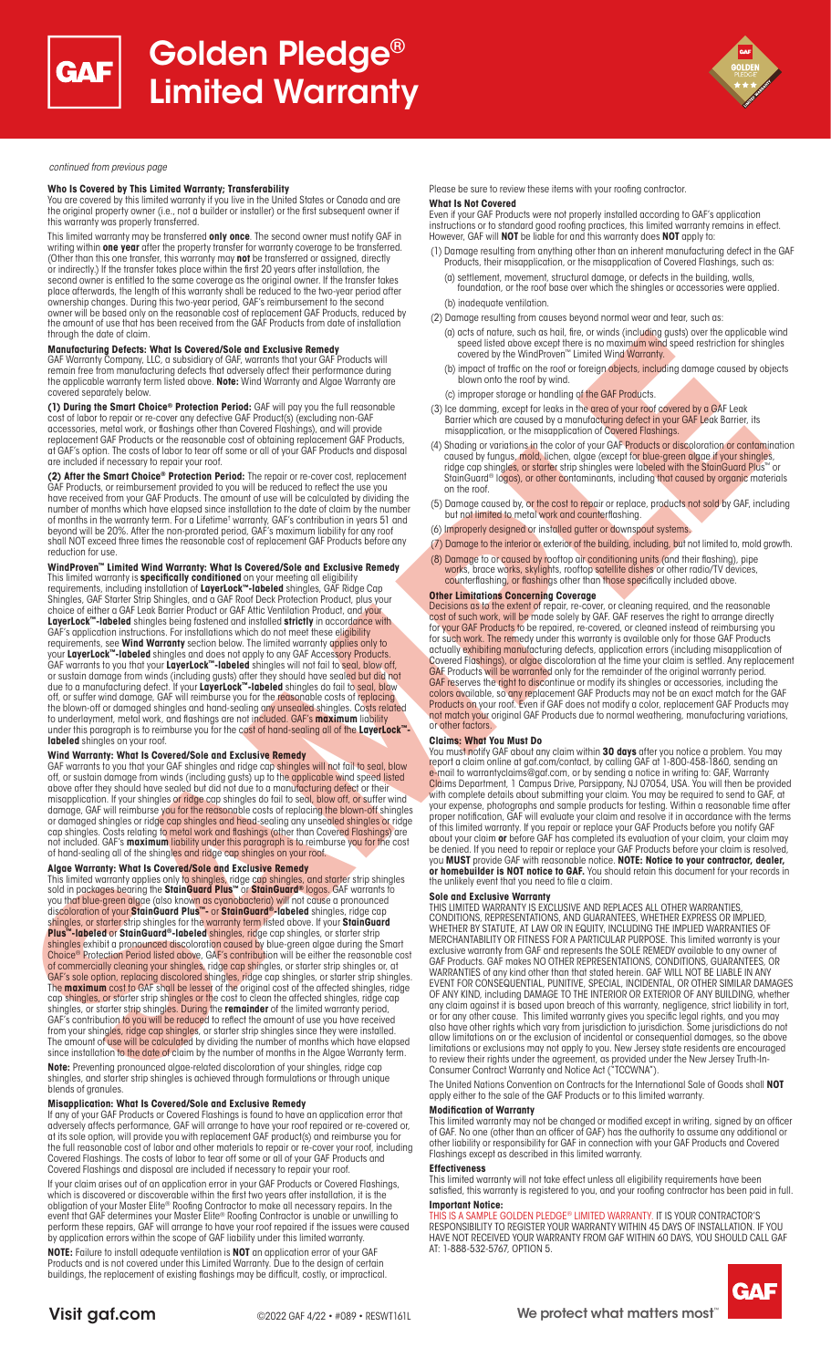# Golden Pledge® Limited Warranty

*continued from previous page*

**Who Is Covered by This Limited Warranty; Transferability**
You are covered by this limited warranty if you live in the United States or Canada and are the original property owner (i.e., not a builder or installer) or the first subsequent owner if this warranty was properly transferred.

This limited warranty may be transferred **only once**. The second owner must notify GAF in writing within **one year** after the property transfer for warranty coverage to be transferred. (Other than this one transfer, this warranty may **not** be transferred or assigned, directly or indirectly.) If the transfer takes place within the first 20 years after installation, the second owner is entitled to the same coverage as the original owner. If the transfer takes place afterwards, the length of this warranty shall be reduced to the two-year period after ownership changes. During this two-year period, GAF's reimbursement to the second owner will be based only on the reasonable cost of replacement GAF Products, reduced by the amount of use that has been received from the GAF Products from date of installation through the date of claim.

**Manufacturing Defects: What Is Covered/Sole and Exclusive Remedy**
GAF Roofing Company, LLC, a subsidiary of GAF, warrants that your GAF Products will remain free from manufacturing defects that adversely affect their performance during the applicable warranty term listed above. **Note:** Wind Warranty and Algae Warranty are covered separately below.

**(1) During the Smart Choice® Protection Period:** GAF will pay you the full reasonable cost of labor to repair or re-cover any defective GAF Product(s) (excluding non-GAF accessories, metal work, or flashings other than Covered Flashings), and will provide replacement GAF Products or the reasonable cost of obtaining replacement GAF Products, at GAF's option. The costs of labor to tear off some or all of your GAF Products and disposal are included if necessary to repair your roof.

**(2) After the Smart Choice® Protection Period:** The repair or re-cover cost, replacement GAF Products, or reimbursement provided to you will be reduced to reflect the use you have received from your GAF Products. The amount of use will be calculated by dividing the number of months which have elapsed since installation to the date of claim by the number of months in the warranty term. For a Lifetime[†] warranty, GAF's contribution in years 51 and beyond will be 20%. After the non-prorated period, GAF's maximum liability for any roof shall NOT exceed three times the reasonable cost of replacement GAF Products before any reduction for use.

**WindProven™ Limited Wind Warranty: What Is Covered/Sole and Exclusive Remedy**
This limited warranty is **specifically conditioned** on your meeting all eligibility requirements, including installation of **LayerLock™-labeled** shingles, GAF Ridge Cap Shingles, GAF Starter Strip Shingles, and a GAF Roof Deck Protection Product, plus your choice of either a GAF Leak Barrier Product or GAF Attic Ventilation Product, and your **LayerLock™-labeled** shingles being fastened and installed **strictly** in accordance with GAF's application instructions. For installations which do not meet these eligibility requirements, see **Wind Warranty** section below. The limited warranty applies only to your **LayerLock™-labeled** shingles and does not apply to any GAF Accessory Products. GAF warrants to you that your **LayerLock™-labeled** shingles will not fail to seal, blow off, or sustain damage from winds (including gusts) after they should have sealed but did not due to a manufacturing defect. If your **LayerLock™-labeled** shingles do fail to seal, blow off, or suffer wind damage, GAF will reimburse you for the reasonable costs of replacing the blown-off or damaged shingles and hand-sealing any unsealed shingles. Costs related to underlayment, metal work, and flashings are not included. GAF's **maximum** liability under this paragraph is to reimburse you for the cost of hand-sealing all of the **LayerLock™-labeled** shingles on your roof.

**Wind Warranty: What Is Covered and Exclusive Remedy**
GAF warrants to you that your GAF shingles and ridge cap shingles will not fail to seal, blow off, or sustain damage from winds (including gusts) up to the applicable wind speed listed above after they should have sealed but did not due to a manufacturing defect or their misapplication. If your shingles or ridge cap shingles do fail to seal, blow off, or suffer wind damage, GAF will reimburse you for the reasonable costs of replacing the blown-off shingles or damaged shingles or ridge cap shingles and head-sealing any unsealed shingles or ridge cap shingles. Costs relating to metal work and flashings (other than Covered Flashings) are not included. GAF's **maximum** liability under this paragraph is to reimburse you for the cost of hand-sealing all of the shingles and ridge cap shingles on your roof.

**Algae Warranty: What Is Covered/Sole and Exclusive Remedy**
This limited warranty applies only to shingles, ridge cap shingles, and starter strip shingles sold in packages bearing the **StainGuard Plus™** or **StainGuard®** logos. GAF warrants to you that blue-green algae (also known as cyanobacteria) will not cause a pronounced discoloration of your **StainGuard Plus™**- or **StainGuard®-labeled** shingles, ridge cap shingles, or starter strip shingles for the warranty term listed above. If your **StainGuard Plus™-labeled** or **StainGuard®-labeled** shingles, ridge cap shingles, or starter strip shingles exhibit a pronounced discoloration caused by blue-green algae during the Smart Choice® Protection Period listed above, GAF's contribution will be either the reasonable cost of commercially cleaning your shingles, ridge cap shingles, or starter strip shingles or, at GAF's sole option, replacing discolored shingles, ridge cap shingles, or starter strip shingles. The **maximum** cost to GAF shall be the lesser of the original cost of the affected shingles, ridge cap shingles, or starter strip shingles or the cost to clean the affected shingles, ridge cap shingles, or starter strip shingles. During the **remainder** of the limited warranty period, GAF's contribution to you will be reduced to reflect the amount of use you have received from your shingles, ridge cap shingles, or starter strip shingles since they were installed. The amount of use will be calculated by dividing the number of months which have elapsed since installation to the date of claim by the number of months in the Algae Warranty term.

**Note:** Preventing pronounced algae-related discoloration of your shingles, ridge cap shingles, and starter strip shingles is achieved through formulations or through unique blends of granules.

**Misapplication: What Is Covered/Sole and Exclusive Remedy**
If any of your GAF Products or Covered Flashings is found to have an application error that adversely affects performance, GAF will arrange to have your roof repaired or re-covered or, at its sole option, will provide you with replacement GAF product(s) and reimburse you for the full reasonable cost of labor and other materials to repair or re-cover your roof, including Covered Flashings. The costs of labor to tear off some or all of your GAF Products and Covered Flashings and disposal are included if necessary to repair your roof.

If your claim arises out of an application error in your GAF Products or Covered Flashings, which is discovered or discoverable within the first two years after installation, it is the obligation of your Master Elite® Roofing Contractor to make all necessary repairs. In the event that GAF determines your Master Elite® Roofing Contractor is unable or unwilling to perform these repairs, GAF will arrange to have your roof repaired if the issues were caused by application errors within the scope of GAF liability under this limited warranty.

**NOTE:** Failure to install adequate ventilation is **NOT** an application error of your GAF Products and is not covered under this Limited Warranty. Due to the design of certain buildings, the replacement of existing flashings may be difficult, costly, or impractical.

Please be sure to review these items with your roofing contractor.

**What Is Not Covered**
Even if your GAF Products were not properly installed according to GAF's application instructions or to standard good roofing practices, this limited warranty remains in effect. However, GAF will **NOT** be liable for and this warranty does **NOT** apply to:

(1) Damage resulting from anything other than an inherent manufacturing defect in the GAF Products, their misapplication, or the misapplication of Covered Flashings, such as:
  - (a) settlement, movement, structural damage, or defects in the building, walls, foundation, or the roof base over which the shingles or accessories were applied.
  - (b) inadequate ventilation.

(2) Damage resulting from causes beyond normal wear and tear, such as:
  - (a) acts of nature, such as hail, fire, or winds (including gusts) over the applicable wind speed listed above except there is no maximum wind speed restriction for shingles covered by the WindProven™ Limited Wind Warranty.
  - (b) impact of traffic on the roof or foreign objects, including damage caused by objects blown onto the roof by wind.
  - (c) improper storage or handling of the GAF Products.

(3) Ice damming, except for leaks in the area of your roof covered by a GAF Leak Barrier which are caused by a manufacturing defect in your GAF Leak Barrier, its misapplication, or the misapplication of Covered Flashings.

(4) Shading or variations in the color of your GAF Products or discoloration or contamination caused by fungus, mold, lichen, algae (except for blue-green algae if your shingles, ridge cap shingles, or starter strip shingles were labeled with the StainGuard Plus™ or StainGuard® logos), or other contaminants, including that caused by organic materials on the roof.

(5) Damage caused by, or the cost to repair or replace, products not sold by GAF, including but not limited to metal work and counterflashing.

(6) Improperly designed or installed gutter or downspout systems.

(7) Damage to the interior or exterior of the building, including, but not limited to, mold growth.

(8) Damage to or caused by rooftop air conditioning units (and their flashing), pipe works, brace works, skylights, rooftop satellite dishes or other radio/TV devices, counterflashing, or flashings other than those specifically included above.

**Other Limitations Concerning Coverage**
Decisions as to the extent of repair, re-cover, or cleaning required, and the reasonable cost of such work, will be made solely by GAF. GAF reserves the right to arrange directly for your GAF Products to be repaired, re-covered, or cleaned instead of reimbursing you for such work. The remedy under this warranty is available only for those GAF Products actually exhibiting manufacturing defects, application errors (including misapplication of Covered Flashings), or algae discoloration at the time your claim is settled. Any replacement GAF Products will be warranted only for the remainder of the original warranty period. GAF reserves the right to discontinue or modify its shingles or accessories, including the colors available, so any replacement GAF Products may not be an exact match for the GAF Products on your roof. Even if GAF does not modify a color, replacement GAF Products may not match your original GAF Products due to normal weathering, manufacturing variations, or other factors.

**Claims: What You Must Do**
You must notify GAF about any claim within **30 days** after you notice a problem. You may report a claim online at gaf.com/contact, by calling GAF at 1-800-458-1860, sending an e-mail to warrantyclaims@gaf.com, or by sending a notice in writing to: GAF, Warranty Claims Department, 1 Campus Drive, Parsippany, NJ 07054, USA. You will then be provided with complete details about submitting your claim. You may be required to send to GAF, at your expense, photographs and sample products for testing. Within a reasonable time after proper notification, GAF will evaluate your claim and resolve it in accordance with the terms of this limited warranty. If you repair or replace your GAF Products before you notify GAF about your claim **or** before GAF has completed its evaluation of your claim, your claim may be denied. If you need to repair or replace your GAF Products before your claim is resolved, you **MUST** provide GAF with reasonable notice. **NOTE: Notice to your contractor, dealer, or homebuilder is NOT notice to GAF.** You should retain this document for your records in the unlikely event that you need to file a claim.

**Sole and Exclusive Warranty**
THIS LIMITED WARRANTY IS EXCLUSIVE AND REPLACES ALL OTHER WARRANTIES, CONDITIONS, REPRESENTATIONS, AND GUARANTEES, WHETHER EXPRESS OR IMPLIED, WHETHER BY STATUTE, AT LAW OR IN EQUITY, INCLUDING THE IMPLIED WARRANTIES OF MERCHANTABILITY OR FITNESS FOR A PARTICULAR PURPOSE. This limited warranty is your exclusive warranty from GAF and represents the SOLE REMEDY available to any owner of GAF Products. GAF makes NO OTHER REPRESENTATIONS, CONDITIONS, GUARANTEES, OR WARRANTIES of any kind other than that stated herein. GAF WILL NOT BE LIABLE IN ANY EVENT FOR CONSEQUENTIAL, PUNITIVE, SPECIAL, INCIDENTAL, OR OTHER SIMILAR DAMAGES OF ANY KIND, including DAMAGE TO THE INTERIOR OR EXTERIOR OF ANY BUILDING, whether any claim against it is based upon breach of this warranty, negligence, strict liability in tort, or for any other cause. This limited warranty gives you specific legal rights, and you may also have other rights which vary from jurisdiction to jurisdiction. Some jurisdictions do not allow limitations on or the exclusion of incidental or consequential damages, so the above limitations or exclusions may not apply to you. New Jersey state residents are encouraged to review their rights under the agreement, as provided under the New Jersey Truth-In-Consumer Contract Warranty and Notice Act ("TCCWNA").

The United Nations Convention on Contracts for the International Sale of Goods shall **NOT** apply either to the sale of the GAF Products or to this limited warranty.

**Modification of Warranty**
This limited warranty may not be changed or modified except in writing, signed by an officer of GAF. No one (other than an officer of GAF) has the authority to assume any additional or other liability or responsibility for GAF in connection with your GAF Products and Covered Flashings except as described in this limited warranty.

**Effectiveness**
This limited warranty will not take effect unless all eligibility requirements have been satisfied, this warranty is registered to you, and your roofing contractor has been paid in full.

**Important Notice:**
THIS IS A SAMPLE GOLDEN PLEDGE® LIMITED WARRANTY. IT IS YOUR CONTRACTOR'S RESPONSIBILITY TO REGISTER YOUR WARRANTY WITHIN 45 DAYS OF INSTALLATION. IF YOU HAVE NOT RECEIVED YOUR WARRANTY FROM GAF WITHIN 60 DAYS, YOU SHOULD CALL GAF AT: 1-888-532-5767, OPTION 5.

Visit gaf.com ©2022 GAF 4/22 • #089 • RESWT161L We protect what matters most™